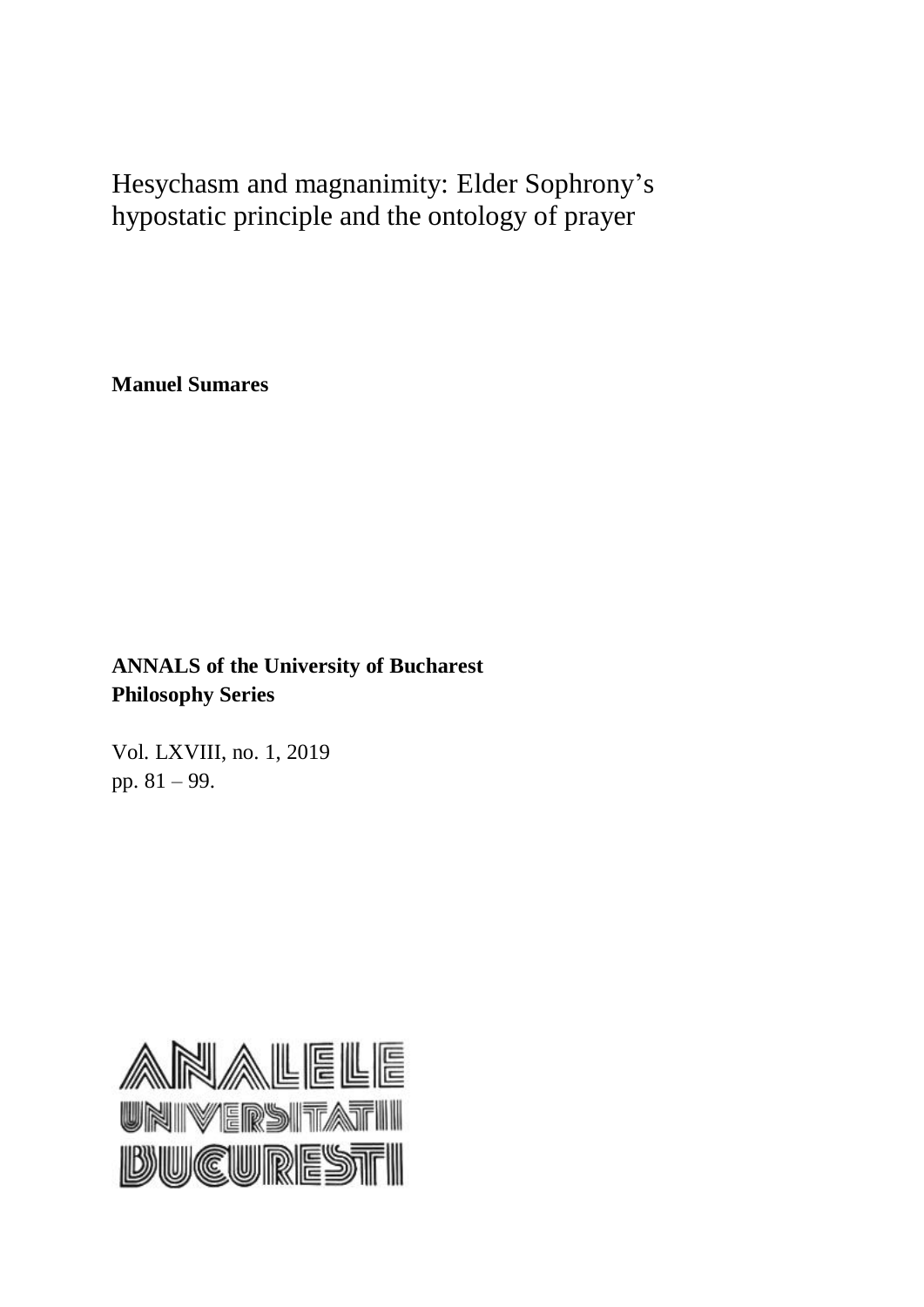# Hesychasm and magnanimity: Elder Sophrony's hypostatic principle and the ontology of prayer

**Manuel Sumares**

**ANNALS of the University of Bucharest**
**Philosophy Series**

Vol. LXVIII, no. 1, 2019
pp. 81 – 99.

ANALELE UNIVERSITATII BUCURESTI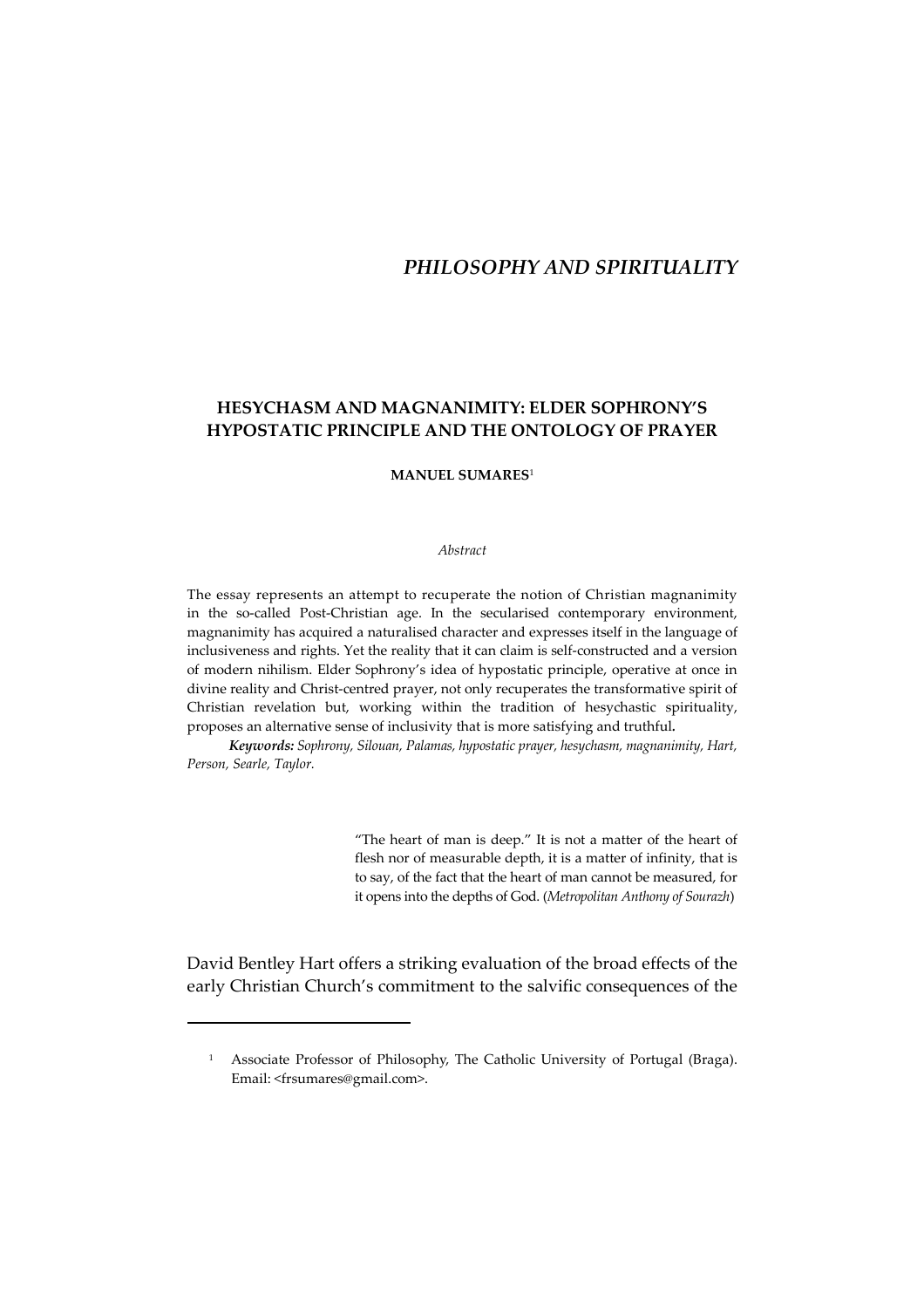# *PHILOSOPHY AND SPIRITUALITY*

## HESYCHASM AND MAGNANIMITY: ELDER SOPHRONY'S HYPOSTATIC PRINCIPLE AND THE ONTOLOGY OF PRAYER

**MANUEL SUMARES**[1]

*Abstract*

The essay represents an attempt to recuperate the notion of Christian magnanimity in the so-called Post-Christian age. In the secularised contemporary environment, magnanimity has acquired a naturalised character and expresses itself in the language of inclusiveness and rights. Yet the reality that it can claim is self-constructed and a version of modern nihilism. Elder Sophrony's idea of hypostatic principle, operative at once in divine reality and Christ-centred prayer, not only recuperates the transformative spirit of Christian revelation but, working within the tradition of hesychastic spirituality, proposes an alternative sense of inclusivity that is more satisfying and truthful**.**

***Keywords:*** *Sophrony, Silouan, Palamas, hypostatic prayer, hesychasm, magnanimity, Hart, Person, Searle, Taylor.*

> "The heart of man is deep." It is not a matter of the heart of flesh nor of measurable depth, it is a matter of infinity, that is to say, of the fact that the heart of man cannot be measured, for it opens into the depths of God. (*Metropolitan Anthony of Sourazh*)

David Bentley Hart offers a striking evaluation of the broad effects of the early Christian Church's commitment to the salvific consequences of the

[1] Associate Professor of Philosophy, The Catholic University of Portugal (Braga). Email: <frsumares@gmail.com>.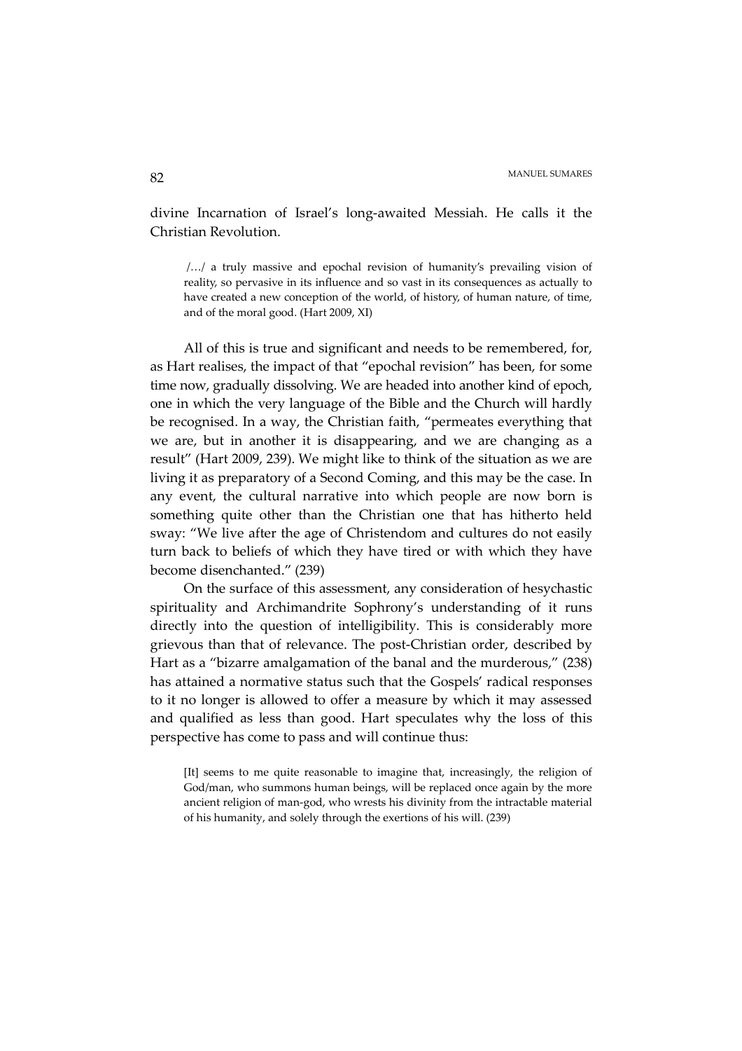divine Incarnation of Israel's long-awaited Messiah. He calls it the Christian Revolution.

> /…/ a truly massive and epochal revision of humanity's prevailing vision of reality, so pervasive in its influence and so vast in its consequences as actually to have created a new conception of the world, of history, of human nature, of time, and of the moral good. (Hart 2009, XI)

All of this is true and significant and needs to be remembered, for, as Hart realises, the impact of that "epochal revision" has been, for some time now, gradually dissolving. We are headed into another kind of epoch, one in which the very language of the Bible and the Church will hardly be recognised. In a way, the Christian faith, "permeates everything that we are, but in another it is disappearing, and we are changing as a result" (Hart 2009, 239). We might like to think of the situation as we are living it as preparatory of a Second Coming, and this may be the case. In any event, the cultural narrative into which people are now born is something quite other than the Christian one that has hitherto held sway: "We live after the age of Christendom and cultures do not easily turn back to beliefs of which they have tired or with which they have become disenchanted." (239)

On the surface of this assessment, any consideration of hesychastic spirituality and Archimandrite Sophrony's understanding of it runs directly into the question of intelligibility. This is considerably more grievous than that of relevance. The post-Christian order, described by Hart as a "bizarre amalgamation of the banal and the murderous," (238) has attained a normative status such that the Gospels' radical responses to it no longer is allowed to offer a measure by which it may assessed and qualified as less than good. Hart speculates why the loss of this perspective has come to pass and will continue thus:

> [It] seems to me quite reasonable to imagine that, increasingly, the religion of God/man, who summons human beings, will be replaced once again by the more ancient religion of man-god, who wrests his divinity from the intractable material of his humanity, and solely through the exertions of his will. (239)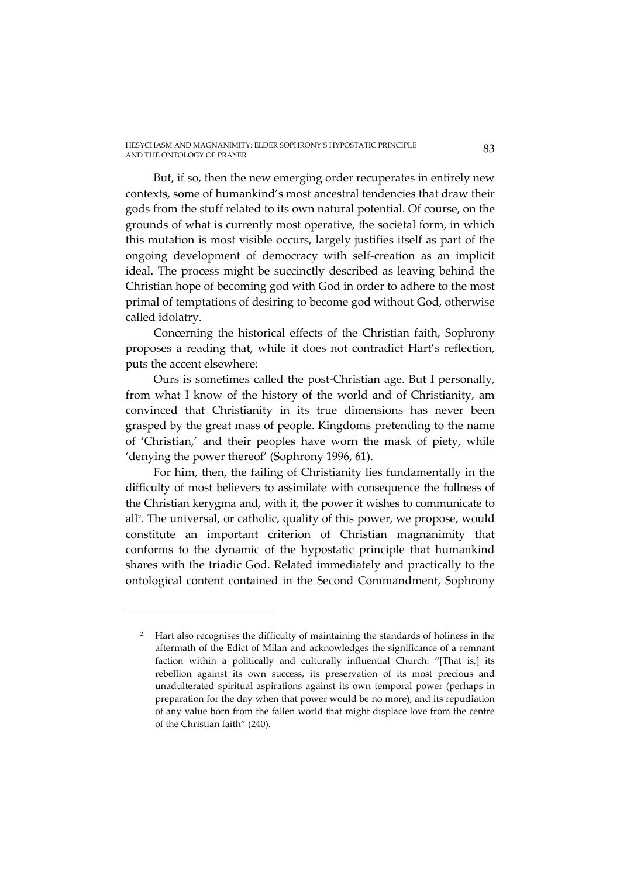But, if so, then the new emerging order recuperates in entirely new contexts, some of humankind's most ancestral tendencies that draw their gods from the stuff related to its own natural potential. Of course, on the grounds of what is currently most operative, the societal form, in which this mutation is most visible occurs, largely justifies itself as part of the ongoing development of democracy with self-creation as an implicit ideal. The process might be succinctly described as leaving behind the Christian hope of becoming god with God in order to adhere to the most primal of temptations of desiring to become god without God, otherwise called idolatry.

Concerning the historical effects of the Christian faith, Sophrony proposes a reading that, while it does not contradict Hart's reflection, puts the accent elsewhere:

Ours is sometimes called the post-Christian age. But I personally, from what I know of the history of the world and of Christianity, am convinced that Christianity in its true dimensions has never been grasped by the great mass of people. Kingdoms pretending to the name of 'Christian,' and their peoples have worn the mask of piety, while 'denying the power thereof' (Sophrony 1996, 61).

For him, then, the failing of Christianity lies fundamentally in the difficulty of most believers to assimilate with consequence the fullness of the Christian kerygma and, with it, the power it wishes to communicate to all[2]. The universal, or catholic, quality of this power, we propose, would constitute an important criterion of Christian magnanimity that conforms to the dynamic of the hypostatic principle that humankind shares with the triadic God. Related immediately and practically to the ontological content contained in the Second Commandment, Sophrony

---

[2] Hart also recognises the difficulty of maintaining the standards of holiness in the aftermath of the Edict of Milan and acknowledges the significance of a remnant faction within a politically and culturally influential Church: "[That is,] its rebellion against its own success, its preservation of its most precious and unadulterated spiritual aspirations against its own temporal power (perhaps in preparation for the day when that power would be no more), and its repudiation of any value born from the fallen world that might displace love from the centre of the Christian faith" (240).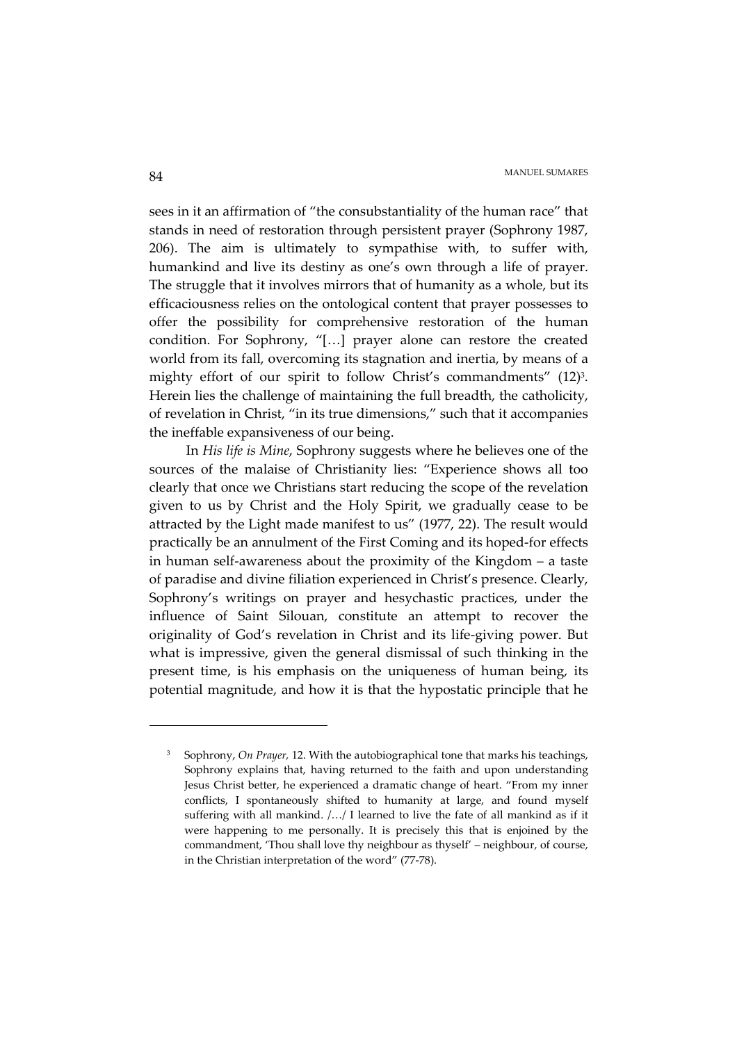sees in it an affirmation of "the consubstantiality of the human race" that stands in need of restoration through persistent prayer (Sophrony 1987, 206). The aim is ultimately to sympathise with, to suffer with, humankind and live its destiny as one's own through a life of prayer. The struggle that it involves mirrors that of humanity as a whole, but its efficaciousness relies on the ontological content that prayer possesses to offer the possibility for comprehensive restoration of the human condition. For Sophrony, "[…] prayer alone can restore the created world from its fall, overcoming its stagnation and inertia, by means of a mighty effort of our spirit to follow Christ's commandments" (12)[3]. Herein lies the challenge of maintaining the full breadth, the catholicity, of revelation in Christ, "in its true dimensions," such that it accompanies the ineffable expansiveness of our being.

In *His life is Mine*, Sophrony suggests where he believes one of the sources of the malaise of Christianity lies: "Experience shows all too clearly that once we Christians start reducing the scope of the revelation given to us by Christ and the Holy Spirit, we gradually cease to be attracted by the Light made manifest to us" (1977, 22). The result would practically be an annulment of the First Coming and its hoped-for effects in human self-awareness about the proximity of the Kingdom – a taste of paradise and divine filiation experienced in Christ's presence. Clearly, Sophrony's writings on prayer and hesychastic practices, under the influence of Saint Silouan, constitute an attempt to recover the originality of God's revelation in Christ and its life-giving power. But what is impressive, given the general dismissal of such thinking in the present time, is his emphasis on the uniqueness of human being, its potential magnitude, and how it is that the hypostatic principle that he

---

[3] Sophrony, *On Prayer,* 12. With the autobiographical tone that marks his teachings, Sophrony explains that, having returned to the faith and upon understanding Jesus Christ better, he experienced a dramatic change of heart. "From my inner conflicts, I spontaneously shifted to humanity at large, and found myself suffering with all mankind. /…/ I learned to live the fate of all mankind as if it were happening to me personally. It is precisely this that is enjoined by the commandment, 'Thou shall love thy neighbour as thyself' – neighbour, of course, in the Christian interpretation of the word" (77-78).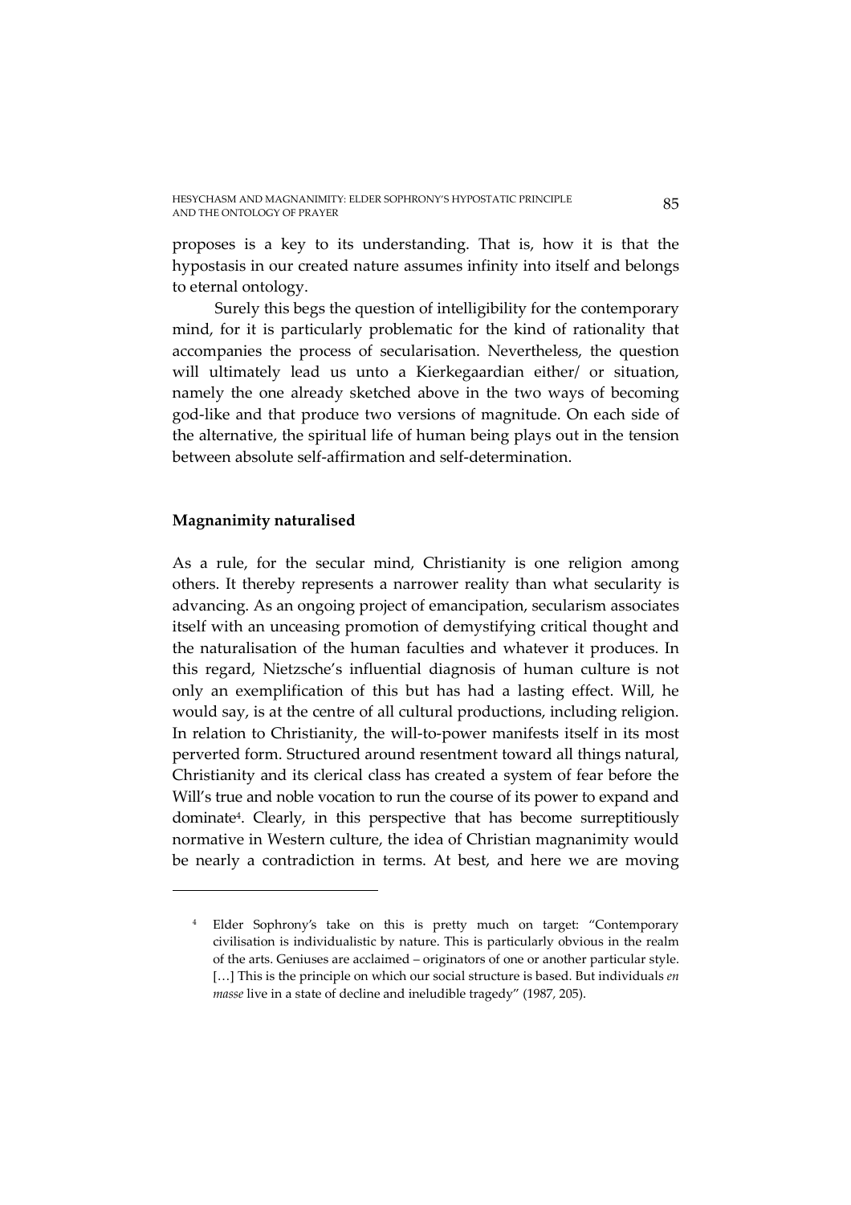proposes is a key to its understanding. That is, how it is that the hypostasis in our created nature assumes infinity into itself and belongs to eternal ontology.

Surely this begs the question of intelligibility for the contemporary mind, for it is particularly problematic for the kind of rationality that accompanies the process of secularisation. Nevertheless, the question will ultimately lead us unto a Kierkegaardian either/ or situation, namely the one already sketched above in the two ways of becoming god-like and that produce two versions of magnitude. On each side of the alternative, the spiritual life of human being plays out in the tension between absolute self-affirmation and self-determination.

## Magnanimity naturalised

As a rule, for the secular mind, Christianity is one religion among others. It thereby represents a narrower reality than what secularity is advancing. As an ongoing project of emancipation, secularism associates itself with an unceasing promotion of demystifying critical thought and the naturalisation of the human faculties and whatever it produces. In this regard, Nietzsche's influential diagnosis of human culture is not only an exemplification of this but has had a lasting effect. Will, he would say, is at the centre of all cultural productions, including religion. In relation to Christianity, the will-to-power manifests itself in its most perverted form. Structured around resentment toward all things natural, Christianity and its clerical class has created a system of fear before the Will's true and noble vocation to run the course of its power to expand and dominate[4]. Clearly, in this perspective that has become surreptitiously normative in Western culture, the idea of Christian magnanimity would be nearly a contradiction in terms. At best, and here we are moving

---

[4] Elder Sophrony's take on this is pretty much on target: "Contemporary civilisation is individualistic by nature. This is particularly obvious in the realm of the arts. Geniuses are acclaimed – originators of one or another particular style. […] This is the principle on which our social structure is based. But individuals *en masse* live in a state of decline and ineludible tragedy" (1987, 205).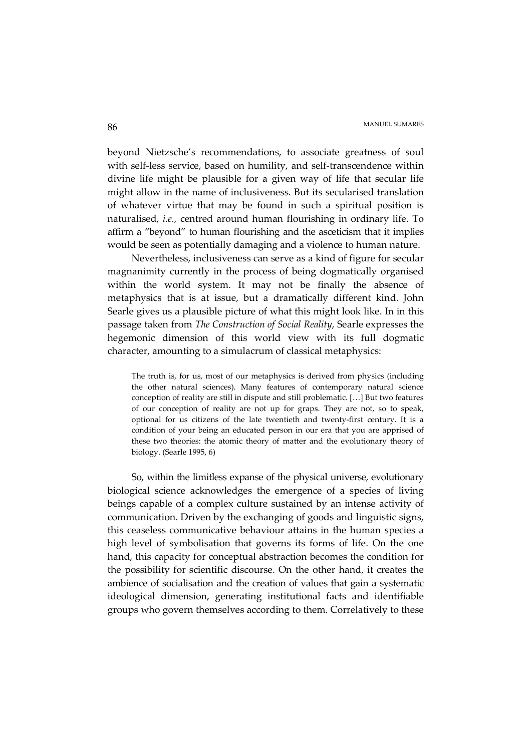beyond Nietzsche's recommendations, to associate greatness of soul with self-less service, based on humility, and self-transcendence within divine life might be plausible for a given way of life that secular life might allow in the name of inclusiveness. But its secularised translation of whatever virtue that may be found in such a spiritual position is naturalised, *i.e.*, centred around human flourishing in ordinary life. To affirm a "beyond" to human flourishing and the asceticism that it implies would be seen as potentially damaging and a violence to human nature.

Nevertheless, inclusiveness can serve as a kind of figure for secular magnanimity currently in the process of being dogmatically organised within the world system. It may not be finally the absence of metaphysics that is at issue, but a dramatically different kind. John Searle gives us a plausible picture of what this might look like. In in this passage taken from *The Construction of Social Reality*, Searle expresses the hegemonic dimension of this world view with its full dogmatic character, amounting to a simulacrum of classical metaphysics:

> The truth is, for us, most of our metaphysics is derived from physics (including the other natural sciences). Many features of contemporary natural science conception of reality are still in dispute and still problematic. […] But two features of our conception of reality are not up for graps. They are not, so to speak, optional for us citizens of the late twentieth and twenty-first century. It is a condition of your being an educated person in our era that you are apprised of these two theories: the atomic theory of matter and the evolutionary theory of biology. (Searle 1995, 6)

So, within the limitless expanse of the physical universe, evolutionary biological science acknowledges the emergence of a species of living beings capable of a complex culture sustained by an intense activity of communication. Driven by the exchanging of goods and linguistic signs, this ceaseless communicative behaviour attains in the human species a high level of symbolisation that governs its forms of life. On the one hand, this capacity for conceptual abstraction becomes the condition for the possibility for scientific discourse. On the other hand, it creates the ambience of socialisation and the creation of values that gain a systematic ideological dimension, generating institutional facts and identifiable groups who govern themselves according to them. Correlatively to these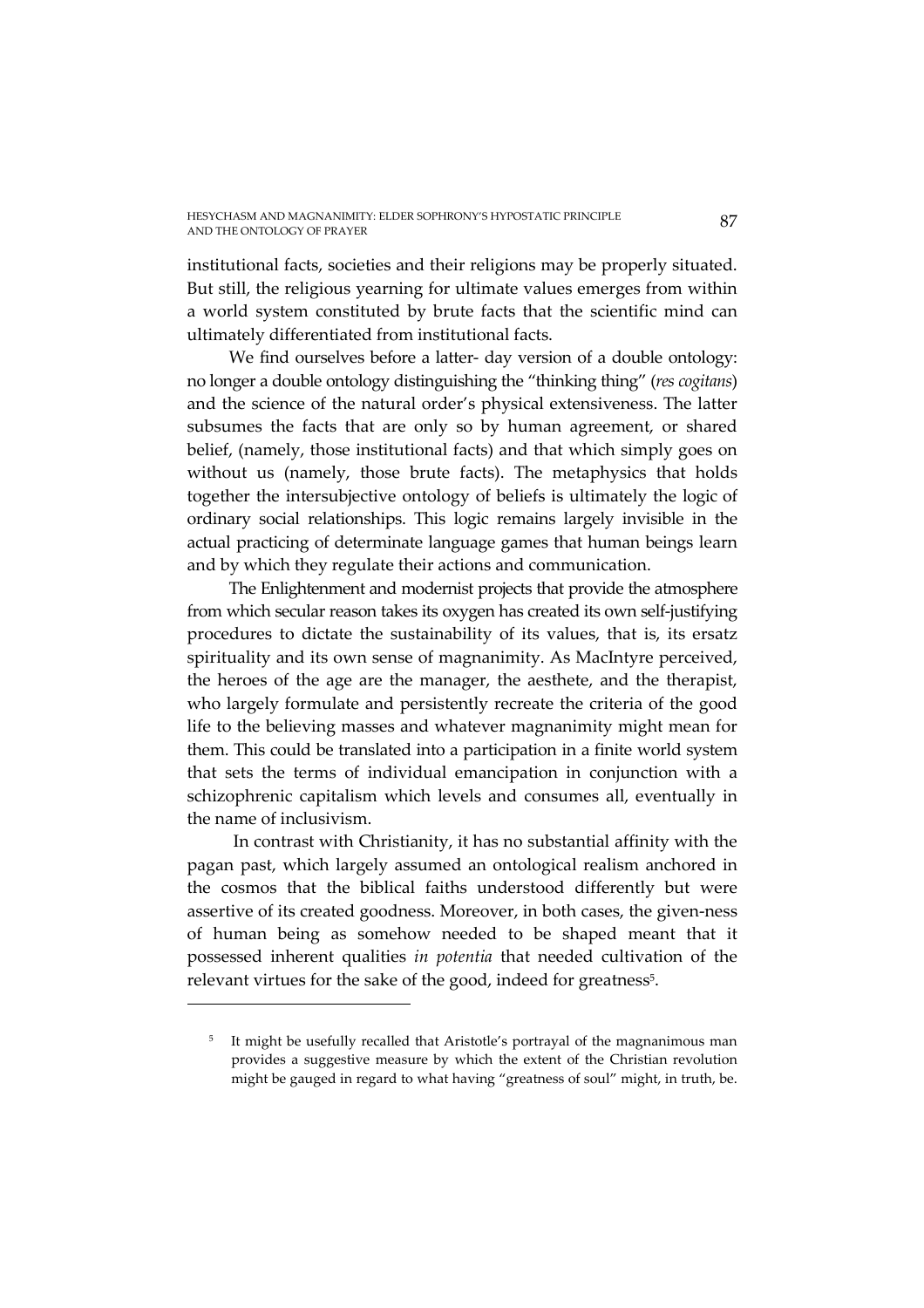institutional facts, societies and their religions may be properly situated. But still, the religious yearning for ultimate values emerges from within a world system constituted by brute facts that the scientific mind can ultimately differentiated from institutional facts.

We find ourselves before a latter- day version of a double ontology: no longer a double ontology distinguishing the "thinking thing" (*res cogitans*) and the science of the natural order's physical extensiveness. The latter subsumes the facts that are only so by human agreement, or shared belief, (namely, those institutional facts) and that which simply goes on without us (namely, those brute facts). The metaphysics that holds together the intersubjective ontology of beliefs is ultimately the logic of ordinary social relationships. This logic remains largely invisible in the actual practicing of determinate language games that human beings learn and by which they regulate their actions and communication.

The Enlightenment and modernist projects that provide the atmosphere from which secular reason takes its oxygen has created its own self-justifying procedures to dictate the sustainability of its values, that is, its ersatz spirituality and its own sense of magnanimity. As MacIntyre perceived, the heroes of the age are the manager, the aesthete, and the therapist, who largely formulate and persistently recreate the criteria of the good life to the believing masses and whatever magnanimity might mean for them. This could be translated into a participation in a finite world system that sets the terms of individual emancipation in conjunction with a schizophrenic capitalism which levels and consumes all, eventually in the name of inclusivism.

In contrast with Christianity, it has no substantial affinity with the pagan past, which largely assumed an ontological realism anchored in the cosmos that the biblical faiths understood differently but were assertive of its created goodness. Moreover, in both cases, the given-ness of human being as somehow needed to be shaped meant that it possessed inherent qualities *in potentia* that needed cultivation of the relevant virtues for the sake of the good, indeed for greatness[5].

---

[5] It might be usefully recalled that Aristotle's portrayal of the magnanimous man provides a suggestive measure by which the extent of the Christian revolution might be gauged in regard to what having "greatness of soul" might, in truth, be.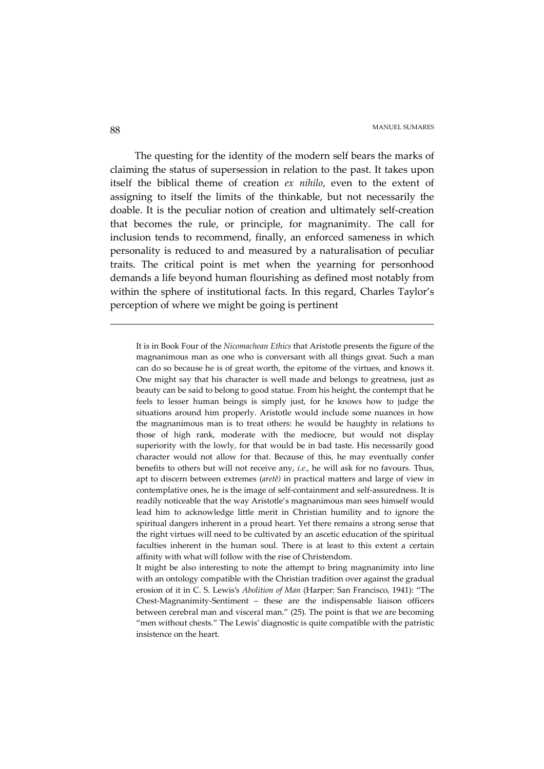The questing for the identity of the modern self bears the marks of claiming the status of supersession in relation to the past. It takes upon itself the biblical theme of creation *ex nihilo*, even to the extent of assigning to itself the limits of the thinkable, but not necessarily the doable. It is the peculiar notion of creation and ultimately self-creation that becomes the rule, or principle, for magnanimity. The call for inclusion tends to recommend, finally, an enforced sameness in which personality is reduced to and measured by a naturalisation of peculiar traits. The critical point is met when the yearning for personhood demands a life beyond human flourishing as defined most notably from within the sphere of institutional facts. In this regard, Charles Taylor's perception of where we might be going is pertinent

---

It is in Book Four of the *Nicomachean Ethics* that Aristotle presents the figure of the magnanimous man as one who is conversant with all things great. Such a man can do so because he is of great worth, the epitome of the virtues, and knows it. One might say that his character is well made and belongs to greatness, just as beauty can be said to belong to good statue. From his height, the contempt that he feels to lesser human beings is simply just, for he knows how to judge the situations around him properly. Aristotle would include some nuances in how the magnanimous man is to treat others: he would be haughty in relations to those of high rank, moderate with the mediocre, but would not display superiority with the lowly, for that would be in bad taste. His necessarily good character would not allow for that. Because of this, he may eventually confer benefits to others but will not receive any, *i.e.*, he will ask for no favours. Thus, apt to discern between extremes (*aretê)* in practical matters and large of view in contemplative ones, he is the image of self-containment and self-assuredness. It is readily noticeable that the way Aristotle's magnanimous man sees himself would lead him to acknowledge little merit in Christian humility and to ignore the spiritual dangers inherent in a proud heart. Yet there remains a strong sense that the right virtues will need to be cultivated by an ascetic education of the spiritual faculties inherent in the human soul. There is at least to this extent a certain affinity with what will follow with the rise of Christendom.

It might be also interesting to note the attempt to bring magnanimity into line with an ontology compatible with the Christian tradition over against the gradual erosion of it in C. S. Lewis's *Abolition of Man* (Harper: San Francisco, 1941): "The Chest-Magnanimity-Sentiment – these are the indispensable liaison officers between cerebral man and visceral man." (25). The point is that we are becoming "men without chests." The Lewis' diagnostic is quite compatible with the patristic insistence on the heart.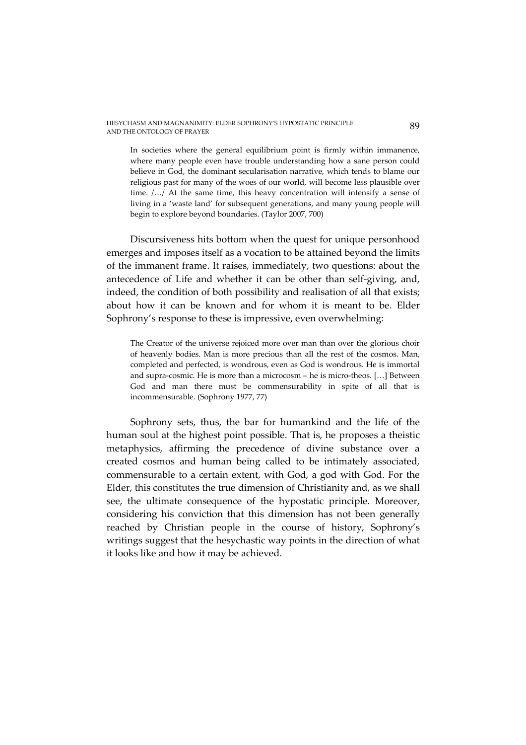> In societies where the general equilibrium point is firmly within immanence, where many people even have trouble understanding how a sane person could believe in God, the dominant secularisation narrative, which tends to blame our religious past for many of the woes of our world, will become less plausible over time. /…/ At the same time, this heavy concentration will intensify a sense of living in a 'waste land' for subsequent generations, and many young people will begin to explore beyond boundaries. (Taylor 2007, 700)

Discursiveness hits bottom when the quest for unique personhood emerges and imposes itself as a vocation to be attained beyond the limits of the immanent frame. It raises, immediately, two questions: about the antecedence of Life and whether it can be other than self-giving, and, indeed, the condition of both possibility and realisation of all that exists; about how it can be known and for whom it is meant to be. Elder Sophrony's response to these is impressive, even overwhelming:

> The Creator of the universe rejoiced more over man than over the glorious choir of heavenly bodies. Man is more precious than all the rest of the cosmos. Man, completed and perfected, is wondrous, even as God is wondrous. He is immortal and supra-cosmic. He is more than a microcosm – he is micro-theos. […] Between God and man there must be commensurability in spite of all that is incommensurable. (Sophrony 1977, 77)

Sophrony sets, thus, the bar for humankind and the life of the human soul at the highest point possible. That is, he proposes a theistic metaphysics, affirming the precedence of divine substance over a created cosmos and human being called to be intimately associated, commensurable to a certain extent, with God, a god with God. For the Elder, this constitutes the true dimension of Christianity and, as we shall see, the ultimate consequence of the hypostatic principle. Moreover, considering his conviction that this dimension has not been generally reached by Christian people in the course of history, Sophrony's writings suggest that the hesychastic way points in the direction of what it looks like and how it may be achieved.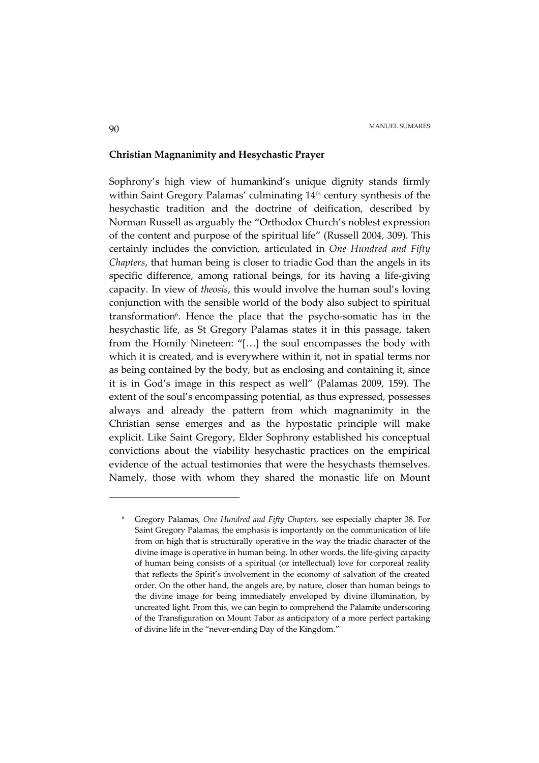**Christian Magnanimity and Hesychastic Prayer**

Sophrony's high view of humankind's unique dignity stands firmly within Saint Gregory Palamas' culminating 14th century synthesis of the hesychastic tradition and the doctrine of deification, described by Norman Russell as arguably the "Orthodox Church's noblest expression of the content and purpose of the spiritual life" (Russell 2004, 309). This certainly includes the conviction, articulated in *One Hundred and Fifty Chapters*, that human being is closer to triadic God than the angels in its specific difference, among rational beings, for its having a life-giving capacity. In view of *theosis*, this would involve the human soul's loving conjunction with the sensible world of the body also subject to spiritual transformation[6]. Hence the place that the psycho-somatic has in the hesychastic life, as St Gregory Palamas states it in this passage, taken from the Homily Nineteen: "[…] the soul encompasses the body with which it is created, and is everywhere within it, not in spatial terms nor as being contained by the body, but as enclosing and containing it, since it is in God's image in this respect as well" (Palamas 2009, 159). The extent of the soul's encompassing potential, as thus expressed, possesses always and already the pattern from which magnanimity in the Christian sense emerges and as the hypostatic principle will make explicit. Like Saint Gregory, Elder Sophrony established his conceptual convictions about the viability hesychastic practices on the empirical evidence of the actual testimonies that were the hesychasts themselves. Namely, those with whom they shared the monastic life on Mount

---

[6] Gregory Palamas, *One Hundred and Fifty Chapters,* see especially chapter 38. For Saint Gregory Palamas, the emphasis is importantly on the communication of life from on high that is structurally operative in the way the triadic character of the divine image is operative in human being. In other words, the life-giving capacity of human being consists of a spiritual (or intellectual) love for corporeal reality that reflects the Spirit's involvement in the economy of salvation of the created order. On the other hand, the angels are, by nature, closer than human beings to the divine image for being immediately enveloped by divine illumination, by uncreated light. From this, we can begin to comprehend the Palamite underscoring of the Transfiguration on Mount Tabor as anticipatory of a more perfect partaking of divine life in the "never-ending Day of the Kingdom."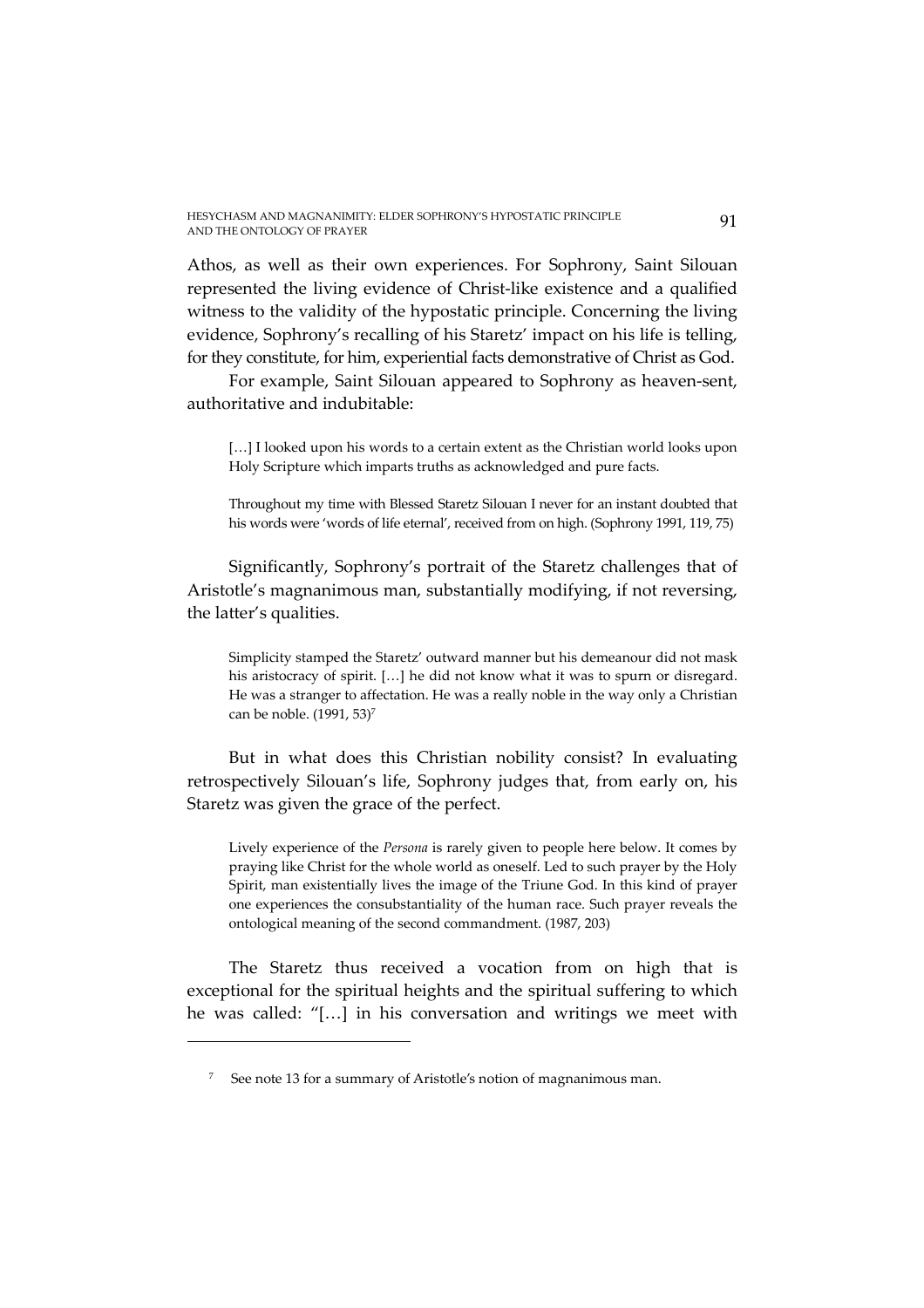Athos, as well as their own experiences. For Sophrony, Saint Silouan represented the living evidence of Christ-like existence and a qualified witness to the validity of the hypostatic principle. Concerning the living evidence, Sophrony's recalling of his Staretz' impact on his life is telling, for they constitute, for him, experiential facts demonstrative of Christ as God.

For example, Saint Silouan appeared to Sophrony as heaven-sent, authoritative and indubitable:

> […] I looked upon his words to a certain extent as the Christian world looks upon Holy Scripture which imparts truths as acknowledged and pure facts.
>
> Throughout my time with Blessed Staretz Silouan I never for an instant doubted that his words were 'words of life eternal', received from on high. (Sophrony 1991, 119, 75)

Significantly, Sophrony's portrait of the Staretz challenges that of Aristotle's magnanimous man, substantially modifying, if not reversing, the latter's qualities.

> Simplicity stamped the Staretz' outward manner but his demeanour did not mask his aristocracy of spirit. […] he did not know what it was to spurn or disregard. He was a stranger to affectation. He was a really noble in the way only a Christian can be noble. (1991, 53)[7]

But in what does this Christian nobility consist? In evaluating retrospectively Silouan's life, Sophrony judges that, from early on, his Staretz was given the grace of the perfect.

> Lively experience of the *Persona* is rarely given to people here below. It comes by praying like Christ for the whole world as oneself. Led to such prayer by the Holy Spirit, man existentially lives the image of the Triune God. In this kind of prayer one experiences the consubstantiality of the human race. Such prayer reveals the ontological meaning of the second commandment. (1987, 203)

The Staretz thus received a vocation from on high that is exceptional for the spiritual heights and the spiritual suffering to which he was called: "[…] in his conversation and writings we meet with

---

[7] See note 13 for a summary of Aristotle's notion of magnanimous man.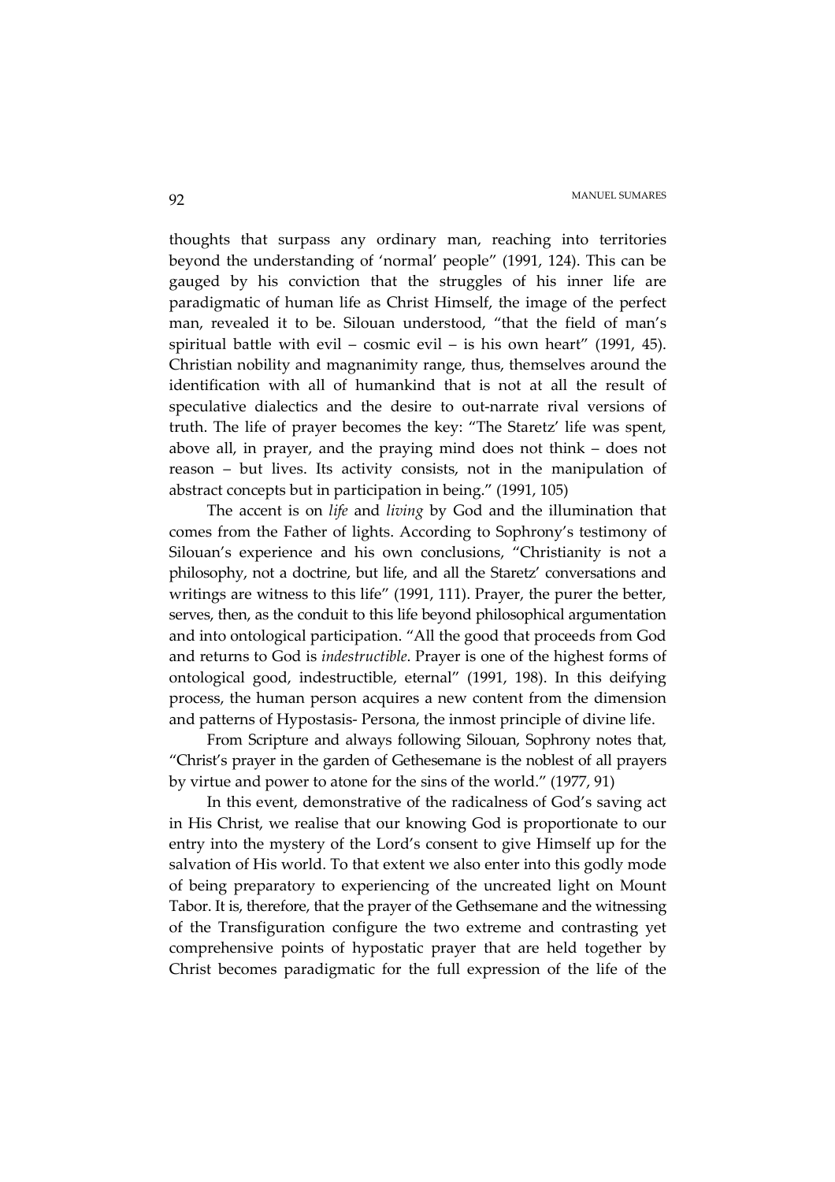thoughts that surpass any ordinary man, reaching into territories beyond the understanding of 'normal' people" (1991, 124). This can be gauged by his conviction that the struggles of his inner life are paradigmatic of human life as Christ Himself, the image of the perfect man, revealed it to be. Silouan understood, "that the field of man's spiritual battle with evil – cosmic evil – is his own heart" (1991, 45). Christian nobility and magnanimity range, thus, themselves around the identification with all of humankind that is not at all the result of speculative dialectics and the desire to out-narrate rival versions of truth. The life of prayer becomes the key: "The Staretz' life was spent, above all, in prayer, and the praying mind does not think – does not reason – but lives. Its activity consists, not in the manipulation of abstract concepts but in participation in being." (1991, 105)

The accent is on *life* and *living* by God and the illumination that comes from the Father of lights. According to Sophrony's testimony of Silouan's experience and his own conclusions, "Christianity is not a philosophy, not a doctrine, but life, and all the Staretz' conversations and writings are witness to this life" (1991, 111). Prayer, the purer the better, serves, then, as the conduit to this life beyond philosophical argumentation and into ontological participation. "All the good that proceeds from God and returns to God is *indestructible*. Prayer is one of the highest forms of ontological good, indestructible, eternal" (1991, 198). In this deifying process, the human person acquires a new content from the dimension and patterns of Hypostasis- Persona, the inmost principle of divine life.

From Scripture and always following Silouan, Sophrony notes that, "Christ's prayer in the garden of Gethesemane is the noblest of all prayers by virtue and power to atone for the sins of the world." (1977, 91)

In this event, demonstrative of the radicalness of God's saving act in His Christ, we realise that our knowing God is proportionate to our entry into the mystery of the Lord's consent to give Himself up for the salvation of His world. To that extent we also enter into this godly mode of being preparatory to experiencing of the uncreated light on Mount Tabor. It is, therefore, that the prayer of the Gethsemane and the witnessing of the Transfiguration configure the two extreme and contrasting yet comprehensive points of hypostatic prayer that are held together by Christ becomes paradigmatic for the full expression of the life of the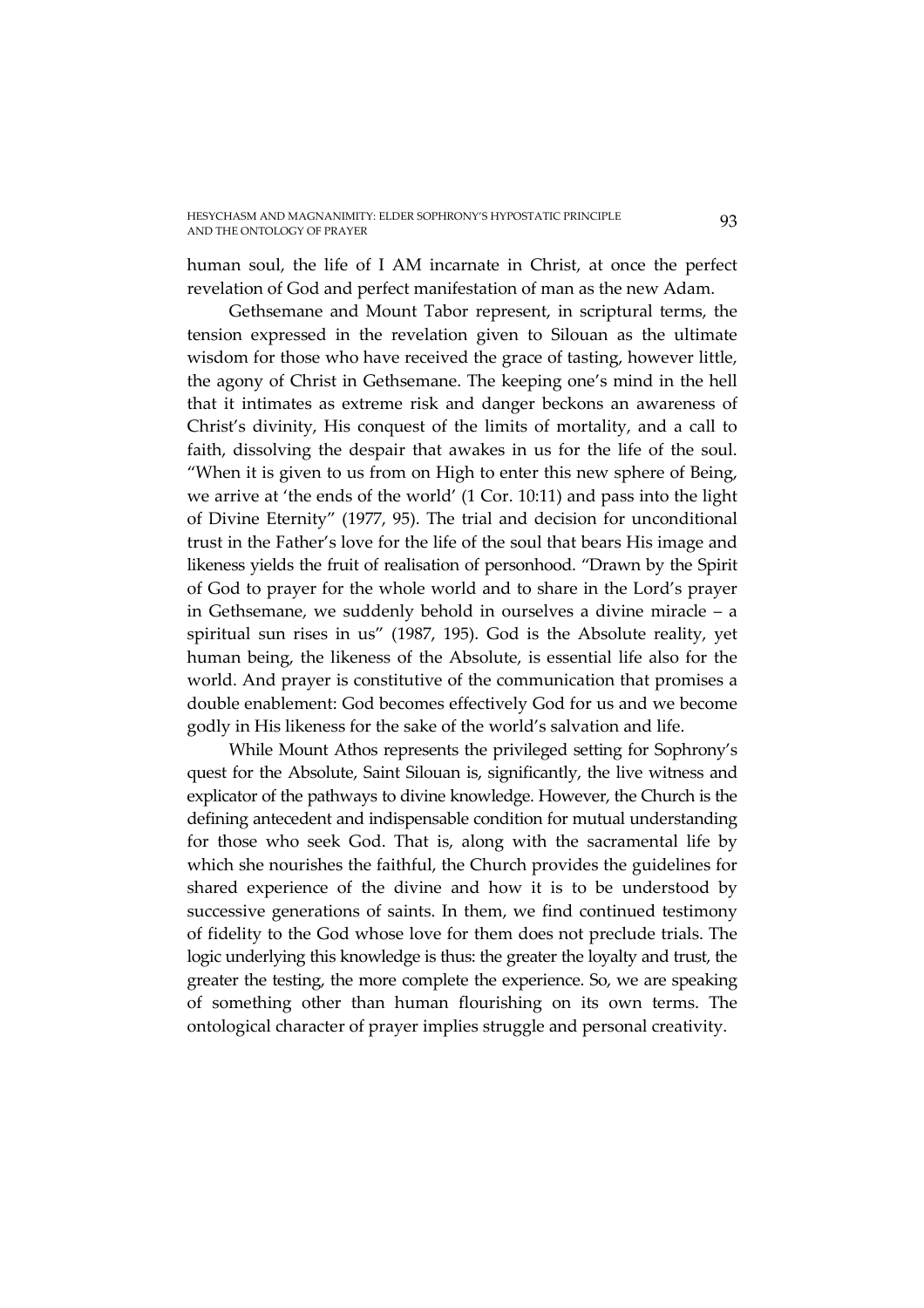human soul, the life of I AM incarnate in Christ, at once the perfect revelation of God and perfect manifestation of man as the new Adam.

Gethsemane and Mount Tabor represent, in scriptural terms, the tension expressed in the revelation given to Silouan as the ultimate wisdom for those who have received the grace of tasting, however little, the agony of Christ in Gethsemane. The keeping one's mind in the hell that it intimates as extreme risk and danger beckons an awareness of Christ's divinity, His conquest of the limits of mortality, and a call to faith, dissolving the despair that awakes in us for the life of the soul. "When it is given to us from on High to enter this new sphere of Being, we arrive at 'the ends of the world' (1 Cor. 10:11) and pass into the light of Divine Eternity" (1977, 95). The trial and decision for unconditional trust in the Father's love for the life of the soul that bears His image and likeness yields the fruit of realisation of personhood. "Drawn by the Spirit of God to prayer for the whole world and to share in the Lord's prayer in Gethsemane, we suddenly behold in ourselves a divine miracle – a spiritual sun rises in us" (1987, 195). God is the Absolute reality, yet human being, the likeness of the Absolute, is essential life also for the world. And prayer is constitutive of the communication that promises a double enablement: God becomes effectively God for us and we become godly in His likeness for the sake of the world's salvation and life.

While Mount Athos represents the privileged setting for Sophrony's quest for the Absolute, Saint Silouan is, significantly, the live witness and explicator of the pathways to divine knowledge. However, the Church is the defining antecedent and indispensable condition for mutual understanding for those who seek God. That is, along with the sacramental life by which she nourishes the faithful, the Church provides the guidelines for shared experience of the divine and how it is to be understood by successive generations of saints. In them, we find continued testimony of fidelity to the God whose love for them does not preclude trials. The logic underlying this knowledge is thus: the greater the loyalty and trust, the greater the testing, the more complete the experience. So, we are speaking of something other than human flourishing on its own terms. The ontological character of prayer implies struggle and personal creativity.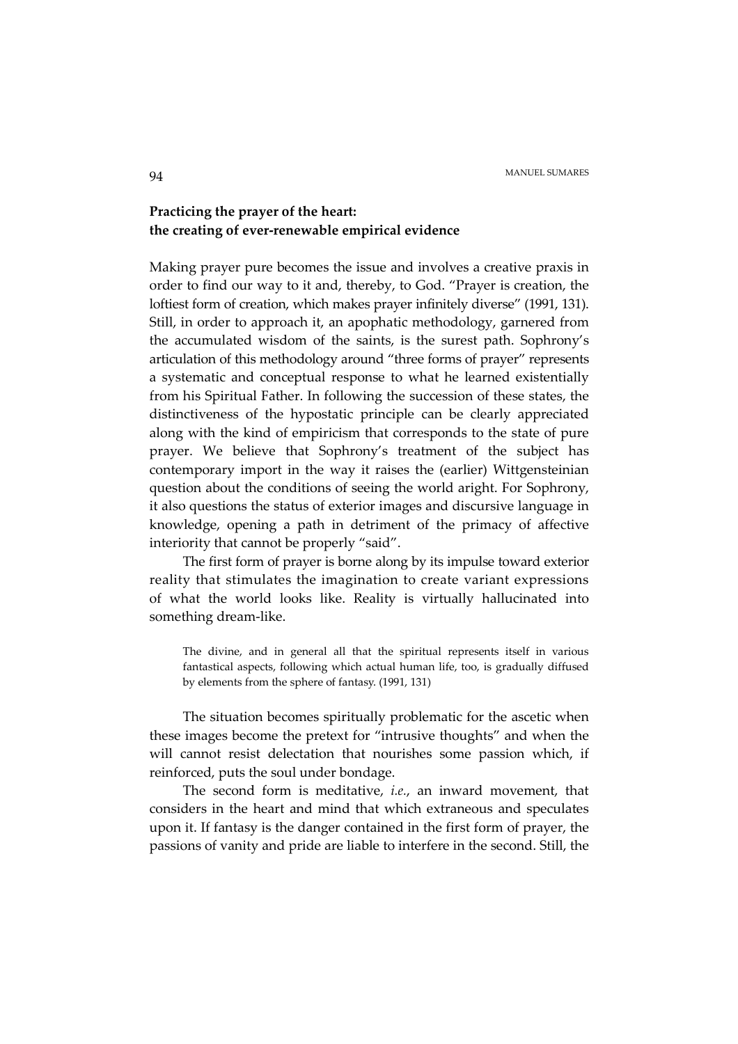## Practicing the prayer of the heart: the creating of ever-renewable empirical evidence

Making prayer pure becomes the issue and involves a creative praxis in order to find our way to it and, thereby, to God. "Prayer is creation, the loftiest form of creation, which makes prayer infinitely diverse" (1991, 131). Still, in order to approach it, an apophatic methodology, garnered from the accumulated wisdom of the saints, is the surest path. Sophrony's articulation of this methodology around "three forms of prayer" represents a systematic and conceptual response to what he learned existentially from his Spiritual Father. In following the succession of these states, the distinctiveness of the hypostatic principle can be clearly appreciated along with the kind of empiricism that corresponds to the state of pure prayer. We believe that Sophrony's treatment of the subject has contemporary import in the way it raises the (earlier) Wittgensteinian question about the conditions of seeing the world aright. For Sophrony, it also questions the status of exterior images and discursive language in knowledge, opening a path in detriment of the primacy of affective interiority that cannot be properly "said".

The first form of prayer is borne along by its impulse toward exterior reality that stimulates the imagination to create variant expressions of what the world looks like. Reality is virtually hallucinated into something dream-like.

> The divine, and in general all that the spiritual represents itself in various fantastical aspects, following which actual human life, too, is gradually diffused by elements from the sphere of fantasy. (1991, 131)

The situation becomes spiritually problematic for the ascetic when these images become the pretext for "intrusive thoughts" and when the will cannot resist delectation that nourishes some passion which, if reinforced, puts the soul under bondage.

The second form is meditative, *i.e.*, an inward movement, that considers in the heart and mind that which extraneous and speculates upon it. If fantasy is the danger contained in the first form of prayer, the passions of vanity and pride are liable to interfere in the second. Still, the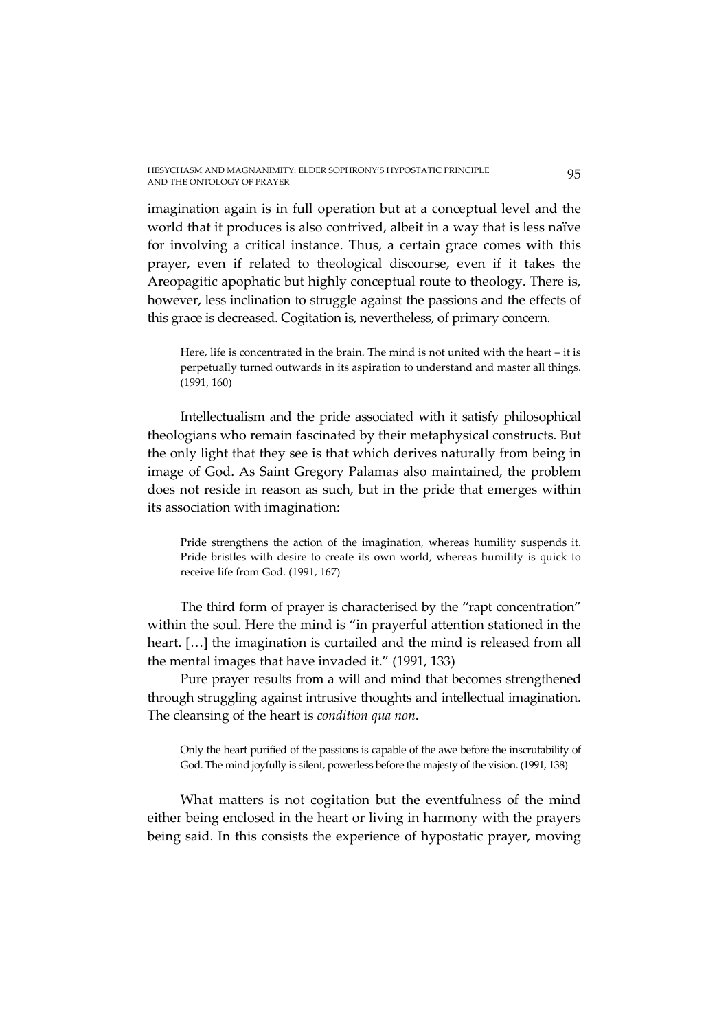imagination again is in full operation but at a conceptual level and the world that it produces is also contrived, albeit in a way that is less naïve for involving a critical instance. Thus, a certain grace comes with this prayer, even if related to theological discourse, even if it takes the Areopagitic apophatic but highly conceptual route to theology. There is, however, less inclination to struggle against the passions and the effects of this grace is decreased. Cogitation is, nevertheless, of primary concern.

> Here, life is concentrated in the brain. The mind is not united with the heart – it is perpetually turned outwards in its aspiration to understand and master all things. (1991, 160)

Intellectualism and the pride associated with it satisfy philosophical theologians who remain fascinated by their metaphysical constructs. But the only light that they see is that which derives naturally from being in image of God. As Saint Gregory Palamas also maintained, the problem does not reside in reason as such, but in the pride that emerges within its association with imagination:

> Pride strengthens the action of the imagination, whereas humility suspends it. Pride bristles with desire to create its own world, whereas humility is quick to receive life from God. (1991, 167)

The third form of prayer is characterised by the "rapt concentration" within the soul. Here the mind is "in prayerful attention stationed in the heart. […] the imagination is curtailed and the mind is released from all the mental images that have invaded it." (1991, 133)

Pure prayer results from a will and mind that becomes strengthened through struggling against intrusive thoughts and intellectual imagination. The cleansing of the heart is *condition qua non*.

> Only the heart purified of the passions is capable of the awe before the inscrutability of God. The mind joyfully is silent, powerless before the majesty of the vision. (1991, 138)

What matters is not cogitation but the eventfulness of the mind either being enclosed in the heart or living in harmony with the prayers being said. In this consists the experience of hypostatic prayer, moving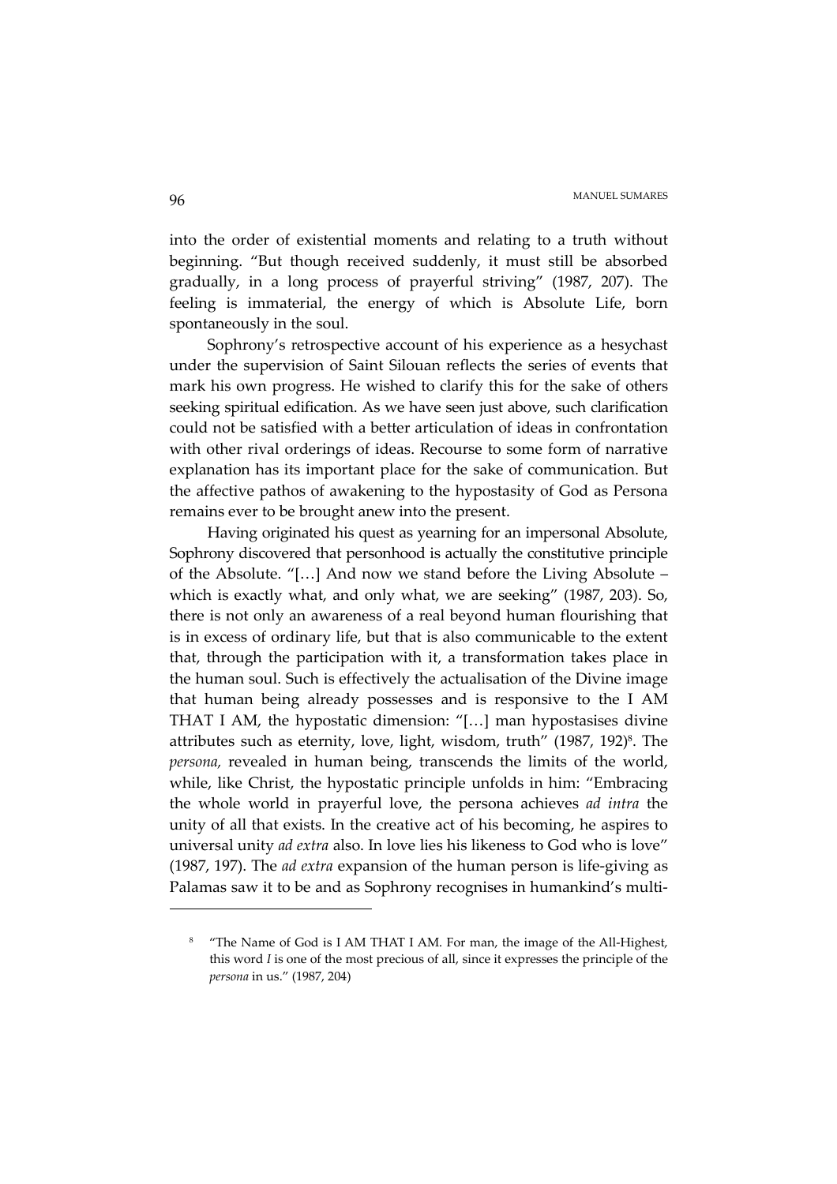into the order of existential moments and relating to a truth without beginning. "But though received suddenly, it must still be absorbed gradually, in a long process of prayerful striving" (1987, 207). The feeling is immaterial, the energy of which is Absolute Life, born spontaneously in the soul.

Sophrony's retrospective account of his experience as a hesychast under the supervision of Saint Silouan reflects the series of events that mark his own progress. He wished to clarify this for the sake of others seeking spiritual edification. As we have seen just above, such clarification could not be satisfied with a better articulation of ideas in confrontation with other rival orderings of ideas. Recourse to some form of narrative explanation has its important place for the sake of communication. But the affective pathos of awakening to the hypostasity of God as Persona remains ever to be brought anew into the present.

Having originated his quest as yearning for an impersonal Absolute, Sophrony discovered that personhood is actually the constitutive principle of the Absolute. "[…] And now we stand before the Living Absolute – which is exactly what, and only what, we are seeking" (1987, 203). So, there is not only an awareness of a real beyond human flourishing that is in excess of ordinary life, but that is also communicable to the extent that, through the participation with it, a transformation takes place in the human soul. Such is effectively the actualisation of the Divine image that human being already possesses and is responsive to the I AM THAT I AM, the hypostatic dimension: "[…] man hypostasises divine attributes such as eternity, love, light, wisdom, truth" (1987, 192)[8]. The *persona,* revealed in human being, transcends the limits of the world, while, like Christ, the hypostatic principle unfolds in him: "Embracing the whole world in prayerful love, the persona achieves *ad intra* the unity of all that exists. In the creative act of his becoming, he aspires to universal unity *ad extra* also. In love lies his likeness to God who is love" (1987, 197). The *ad extra* expansion of the human person is life-giving as Palamas saw it to be and as Sophrony recognises in humankind's multi-

---

[8] "The Name of God is I AM THAT I AM. For man, the image of the All-Highest, this word *I* is one of the most precious of all, since it expresses the principle of the *persona* in us." (1987, 204)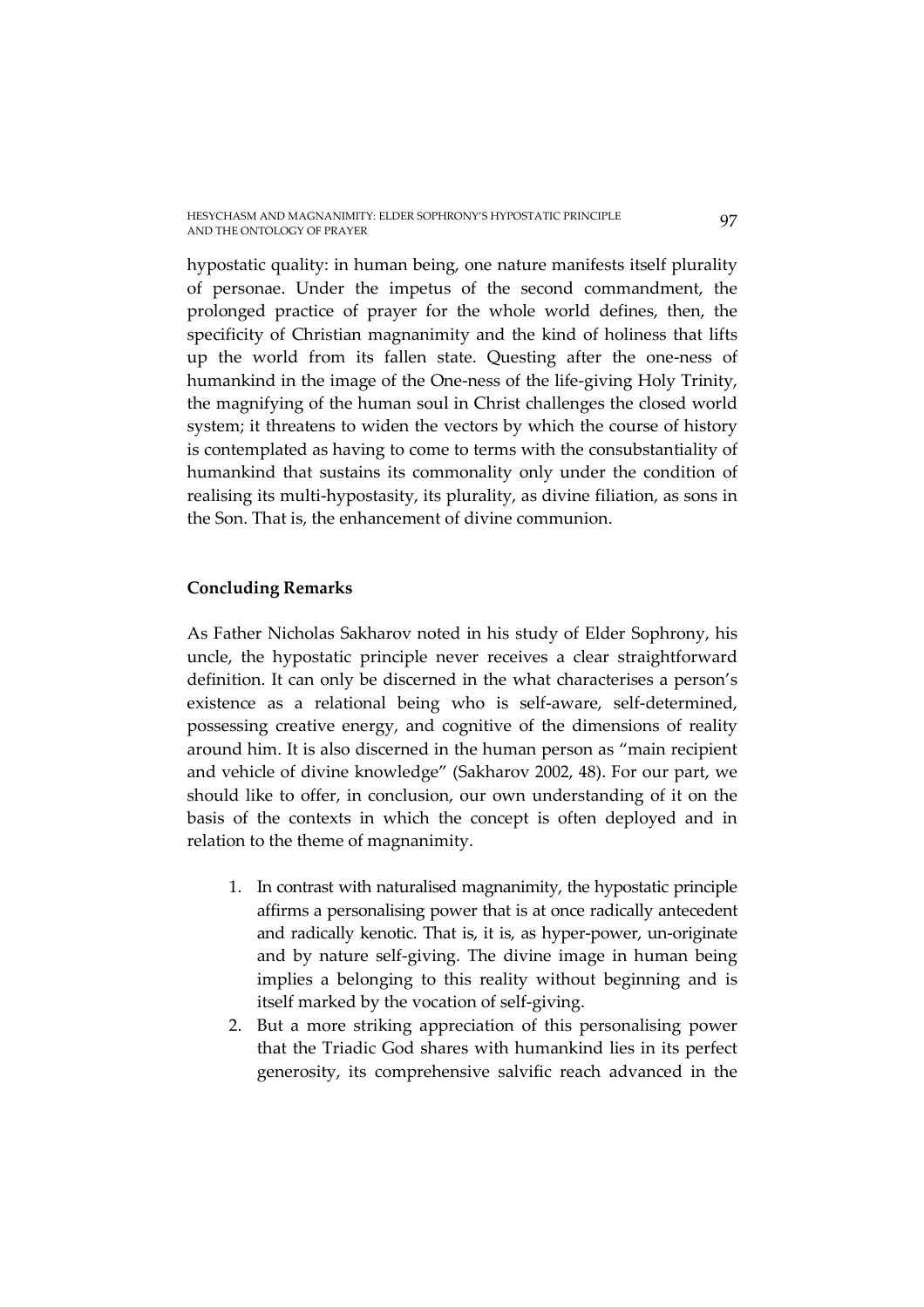hypostatic quality: in human being, one nature manifests itself plurality of personae. Under the impetus of the second commandment, the prolonged practice of prayer for the whole world defines, then, the specificity of Christian magnanimity and the kind of holiness that lifts up the world from its fallen state. Questing after the one-ness of humankind in the image of the One-ness of the life-giving Holy Trinity, the magnifying of the human soul in Christ challenges the closed world system; it threatens to widen the vectors by which the course of history is contemplated as having to come to terms with the consubstantiality of humankind that sustains its commonality only under the condition of realising its multi-hypostasity, its plurality, as divine filiation, as sons in the Son. That is, the enhancement of divine communion.

## Concluding Remarks

As Father Nicholas Sakharov noted in his study of Elder Sophrony, his uncle, the hypostatic principle never receives a clear straightforward definition. It can only be discerned in the what characterises a person's existence as a relational being who is self-aware, self-determined, possessing creative energy, and cognitive of the dimensions of reality around him. It is also discerned in the human person as "main recipient and vehicle of divine knowledge" (Sakharov 2002, 48). For our part, we should like to offer, in conclusion, our own understanding of it on the basis of the contexts in which the concept is often deployed and in relation to the theme of magnanimity.

1. In contrast with naturalised magnanimity, the hypostatic principle affirms a personalising power that is at once radically antecedent and radically kenotic. That is, it is, as hyper-power, un-originate and by nature self-giving. The divine image in human being implies a belonging to this reality without beginning and is itself marked by the vocation of self-giving.
2. But a more striking appreciation of this personalising power that the Triadic God shares with humankind lies in its perfect generosity, its comprehensive salvific reach advanced in the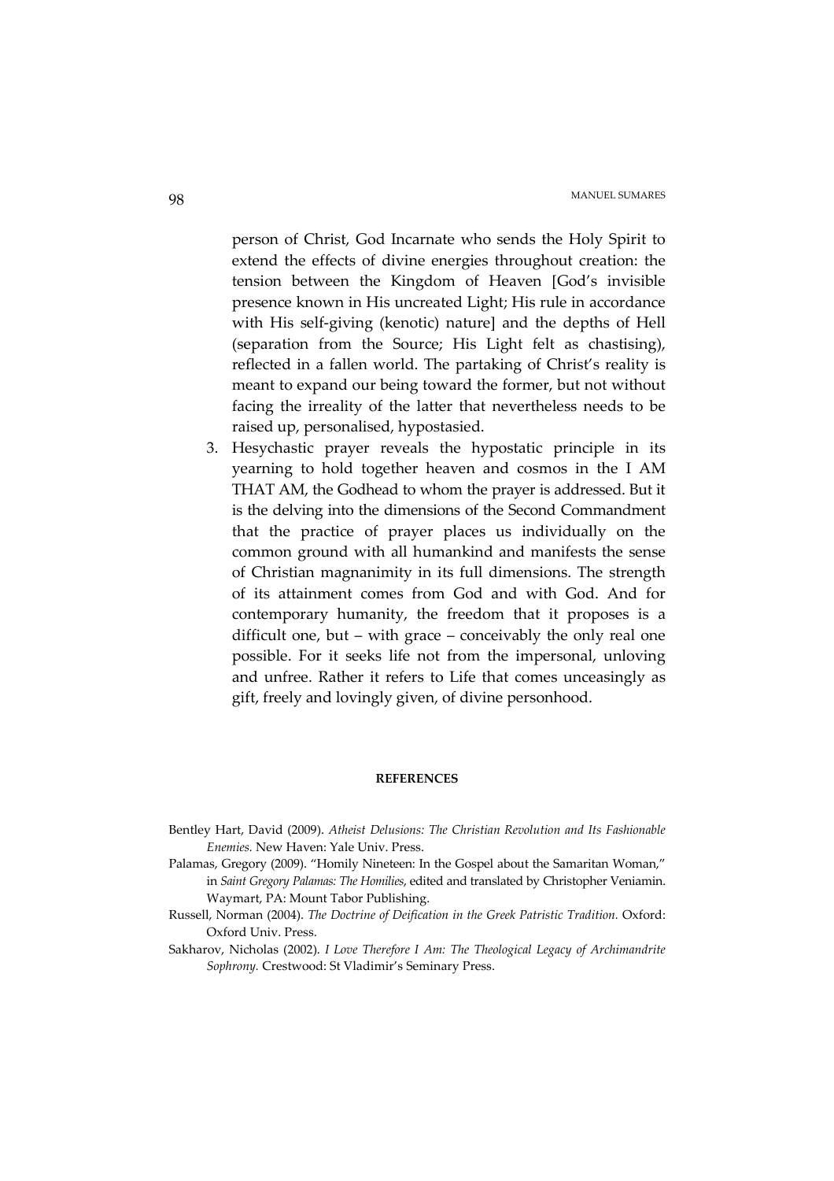person of Christ, God Incarnate who sends the Holy Spirit to extend the effects of divine energies throughout creation: the tension between the Kingdom of Heaven [God's invisible presence known in His uncreated Light; His rule in accordance with His self-giving (kenotic) nature] and the depths of Hell (separation from the Source; His Light felt as chastising), reflected in a fallen world. The partaking of Christ's reality is meant to expand our being toward the former, but not without facing the irreality of the latter that nevertheless needs to be raised up, personalised, hypostasied.

3. Hesychastic prayer reveals the hypostatic principle in its yearning to hold together heaven and cosmos in the I AM THAT AM, the Godhead to whom the prayer is addressed. But it is the delving into the dimensions of the Second Commandment that the practice of prayer places us individually on the common ground with all humankind and manifests the sense of Christian magnanimity in its full dimensions. The strength of its attainment comes from God and with God. And for contemporary humanity, the freedom that it proposes is a difficult one, but – with grace – conceivably the only real one possible. For it seeks life not from the impersonal, unloving and unfree. Rather it refers to Life that comes unceasingly as gift, freely and lovingly given, of divine personhood.

## REFERENCES

Bentley Hart, David (2009). *Atheist Delusions: The Christian Revolution and Its Fashionable Enemies.* New Haven: Yale Univ. Press.

Palamas, Gregory (2009). "Homily Nineteen: In the Gospel about the Samaritan Woman," in *Saint Gregory Palamas: The Homilies*, edited and translated by Christopher Veniamin. Waymart, PA: Mount Tabor Publishing.

Russell, Norman (2004). *The Doctrine of Deification in the Greek Patristic Tradition.* Oxford: Oxford Univ. Press.

Sakharov, Nicholas (2002). *I Love Therefore I Am: The Theological Legacy of Archimandrite Sophrony.* Crestwood: St Vladimir's Seminary Press.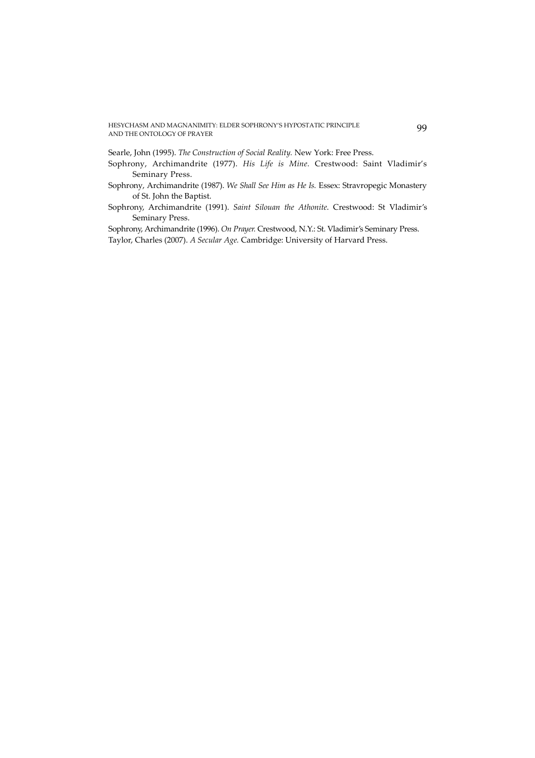Searle, John (1995). *The Construction of Social Reality.* New York: Free Press.

Sophrony, Archimandrite (1977). *His Life is Mine.* Crestwood: Saint Vladimir's Seminary Press.

Sophrony, Archimandrite (1987). *We Shall See Him as He Is.* Essex: Stravropegic Monastery of St. John the Baptist.

Sophrony, Archimandrite (1991). *Saint Silouan the Athonite*. Crestwood: St Vladimir's Seminary Press.

Sophrony, Archimandrite (1996). *On Prayer.* Crestwood, N.Y.: St. Vladimir's Seminary Press.

Taylor, Charles (2007). *A Secular Age.* Cambridge: University of Harvard Press.